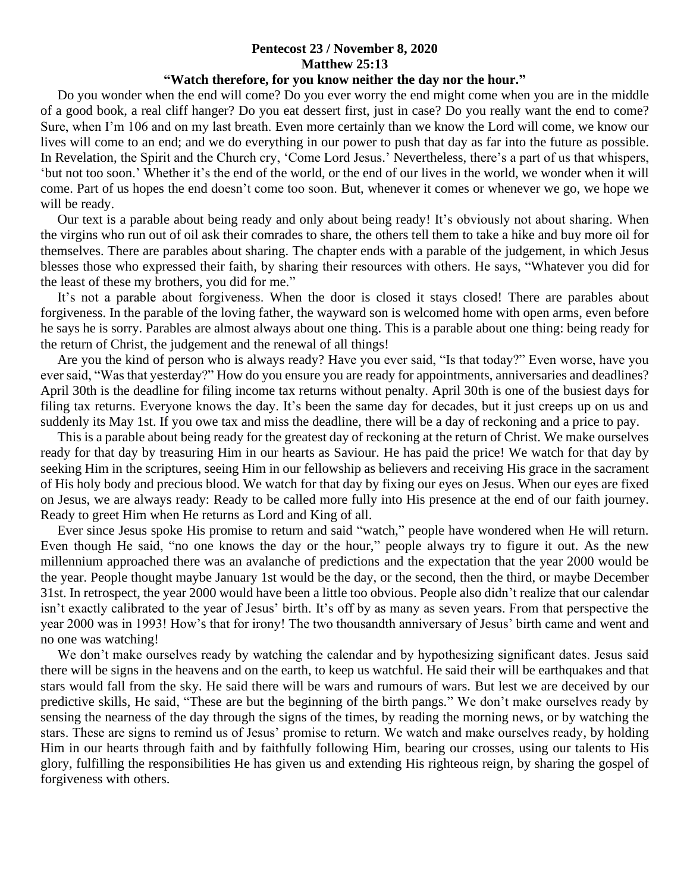**Pentecost 23 / November 8, 2020**
**Matthew 25:13**
**"Watch therefore, for you know neither the day nor the hour."**

Do you wonder when the end will come? Do you ever worry the end might come when you are in the middle of a good book, a real cliff hanger? Do you eat dessert first, just in case? Do you really want the end to come? Sure, when I'm 106 and on my last breath. Even more certainly than we know the Lord will come, we know our lives will come to an end; and we do everything in our power to push that day as far into the future as possible. In Revelation, the Spirit and the Church cry, 'Come Lord Jesus.' Nevertheless, there's a part of us that whispers, 'but not too soon.' Whether it's the end of the world, or the end of our lives in the world, we wonder when it will come. Part of us hopes the end doesn't come too soon. But, whenever it comes or whenever we go, we hope we will be ready.

Our text is a parable about being ready and only about being ready! It's obviously not about sharing. When the virgins who run out of oil ask their comrades to share, the others tell them to take a hike and buy more oil for themselves. There are parables about sharing. The chapter ends with a parable of the judgement, in which Jesus blesses those who expressed their faith, by sharing their resources with others. He says, "Whatever you did for the least of these my brothers, you did for me."

It's not a parable about forgiveness. When the door is closed it stays closed! There are parables about forgiveness. In the parable of the loving father, the wayward son is welcomed home with open arms, even before he says he is sorry. Parables are almost always about one thing. This is a parable about one thing: being ready for the return of Christ, the judgement and the renewal of all things!

Are you the kind of person who is always ready? Have you ever said, "Is that today?" Even worse, have you ever said, "Was that yesterday?" How do you ensure you are ready for appointments, anniversaries and deadlines? April 30th is the deadline for filing income tax returns without penalty. April 30th is one of the busiest days for filing tax returns. Everyone knows the day. It's been the same day for decades, but it just creeps up on us and suddenly its May 1st. If you owe tax and miss the deadline, there will be a day of reckoning and a price to pay.

This is a parable about being ready for the greatest day of reckoning at the return of Christ. We make ourselves ready for that day by treasuring Him in our hearts as Saviour. He has paid the price! We watch for that day by seeking Him in the scriptures, seeing Him in our fellowship as believers and receiving His grace in the sacrament of His holy body and precious blood. We watch for that day by fixing our eyes on Jesus. When our eyes are fixed on Jesus, we are always ready: Ready to be called more fully into His presence at the end of our faith journey. Ready to greet Him when He returns as Lord and King of all.

Ever since Jesus spoke His promise to return and said "watch," people have wondered when He will return. Even though He said, "no one knows the day or the hour," people always try to figure it out. As the new millennium approached there was an avalanche of predictions and the expectation that the year 2000 would be the year. People thought maybe January 1st would be the day, or the second, then the third, or maybe December 31st. In retrospect, the year 2000 would have been a little too obvious. People also didn't realize that our calendar isn't exactly calibrated to the year of Jesus' birth. It's off by as many as seven years. From that perspective the year 2000 was in 1993! How's that for irony! The two thousandth anniversary of Jesus' birth came and went and no one was watching!

We don't make ourselves ready by watching the calendar and by hypothesizing significant dates. Jesus said there will be signs in the heavens and on the earth, to keep us watchful. He said their will be earthquakes and that stars would fall from the sky. He said there will be wars and rumours of wars. But lest we are deceived by our predictive skills, He said, "These are but the beginning of the birth pangs." We don't make ourselves ready by sensing the nearness of the day through the signs of the times, by reading the morning news, or by watching the stars. These are signs to remind us of Jesus' promise to return. We watch and make ourselves ready, by holding Him in our hearts through faith and by faithfully following Him, bearing our crosses, using our talents to His glory, fulfilling the responsibilities He has given us and extending His righteous reign, by sharing the gospel of forgiveness with others.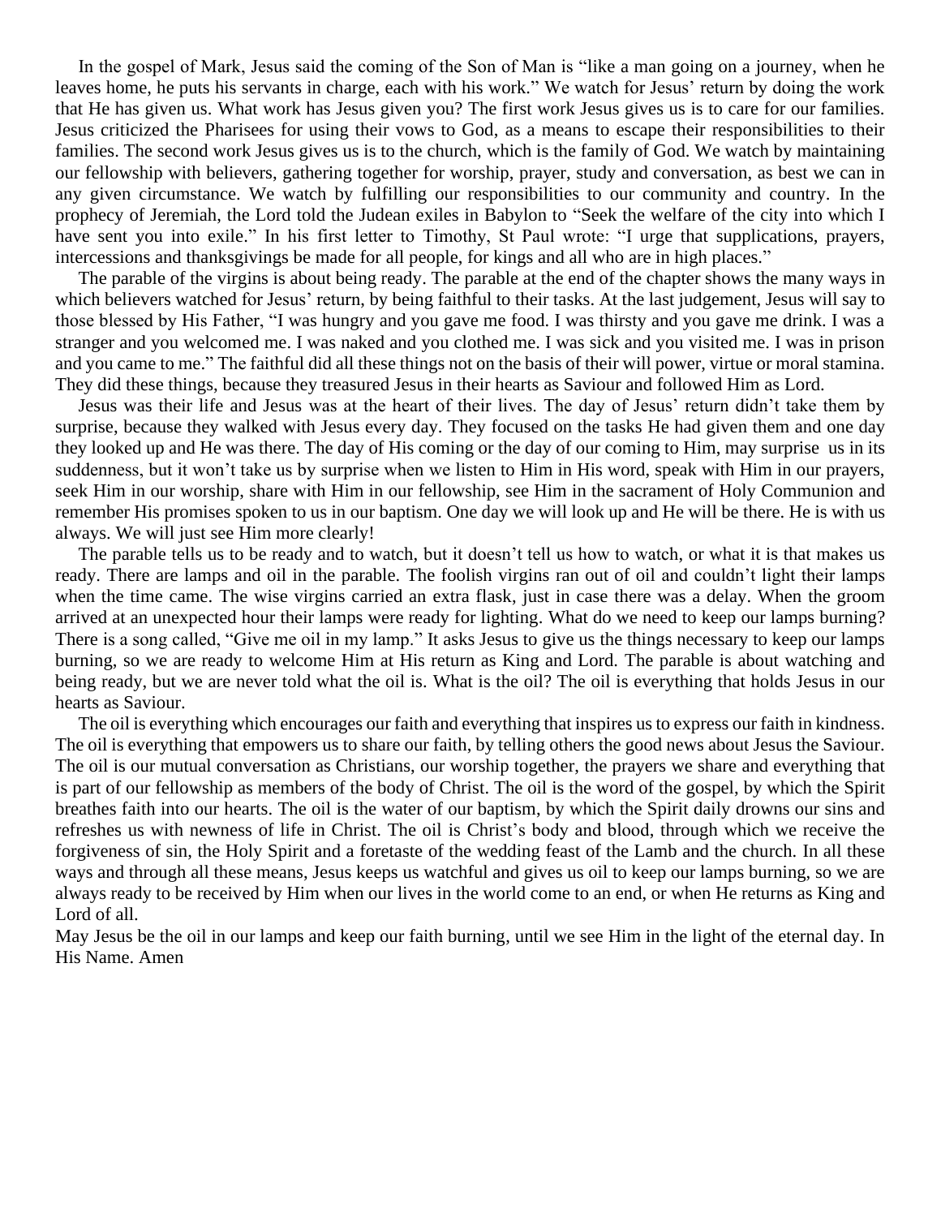In the gospel of Mark, Jesus said the coming of the Son of Man is "like a man going on a journey, when he leaves home, he puts his servants in charge, each with his work." We watch for Jesus' return by doing the work that He has given us. What work has Jesus given you? The first work Jesus gives us is to care for our families. Jesus criticized the Pharisees for using their vows to God, as a means to escape their responsibilities to their families. The second work Jesus gives us is to the church, which is the family of God. We watch by maintaining our fellowship with believers, gathering together for worship, prayer, study and conversation, as best we can in any given circumstance. We watch by fulfilling our responsibilities to our community and country. In the prophecy of Jeremiah, the Lord told the Judean exiles in Babylon to "Seek the welfare of the city into which I have sent you into exile." In his first letter to Timothy, St Paul wrote: "I urge that supplications, prayers, intercessions and thanksgivings be made for all people, for kings and all who are in high places."

The parable of the virgins is about being ready. The parable at the end of the chapter shows the many ways in which believers watched for Jesus' return, by being faithful to their tasks. At the last judgement, Jesus will say to those blessed by His Father, "I was hungry and you gave me food. I was thirsty and you gave me drink. I was a stranger and you welcomed me. I was naked and you clothed me. I was sick and you visited me. I was in prison and you came to me." The faithful did all these things not on the basis of their will power, virtue or moral stamina. They did these things, because they treasured Jesus in their hearts as Saviour and followed Him as Lord.

Jesus was their life and Jesus was at the heart of their lives. The day of Jesus' return didn't take them by surprise, because they walked with Jesus every day. They focused on the tasks He had given them and one day they looked up and He was there. The day of His coming or the day of our coming to Him, may surprise us in its suddenness, but it won't take us by surprise when we listen to Him in His word, speak with Him in our prayers, seek Him in our worship, share with Him in our fellowship, see Him in the sacrament of Holy Communion and remember His promises spoken to us in our baptism. One day we will look up and He will be there. He is with us always. We will just see Him more clearly!

The parable tells us to be ready and to watch, but it doesn't tell us how to watch, or what it is that makes us ready. There are lamps and oil in the parable. The foolish virgins ran out of oil and couldn't light their lamps when the time came. The wise virgins carried an extra flask, just in case there was a delay. When the groom arrived at an unexpected hour their lamps were ready for lighting. What do we need to keep our lamps burning? There is a song called, "Give me oil in my lamp." It asks Jesus to give us the things necessary to keep our lamps burning, so we are ready to welcome Him at His return as King and Lord. The parable is about watching and being ready, but we are never told what the oil is. What is the oil? The oil is everything that holds Jesus in our hearts as Saviour.

The oil is everything which encourages our faith and everything that inspires us to express our faith in kindness. The oil is everything that empowers us to share our faith, by telling others the good news about Jesus the Saviour. The oil is our mutual conversation as Christians, our worship together, the prayers we share and everything that is part of our fellowship as members of the body of Christ. The oil is the word of the gospel, by which the Spirit breathes faith into our hearts. The oil is the water of our baptism, by which the Spirit daily drowns our sins and refreshes us with newness of life in Christ. The oil is Christ's body and blood, through which we receive the forgiveness of sin, the Holy Spirit and a foretaste of the wedding feast of the Lamb and the church. In all these ways and through all these means, Jesus keeps us watchful and gives us oil to keep our lamps burning, so we are always ready to be received by Him when our lives in the world come to an end, or when He returns as King and Lord of all.

May Jesus be the oil in our lamps and keep our faith burning, until we see Him in the light of the eternal day. In His Name. Amen